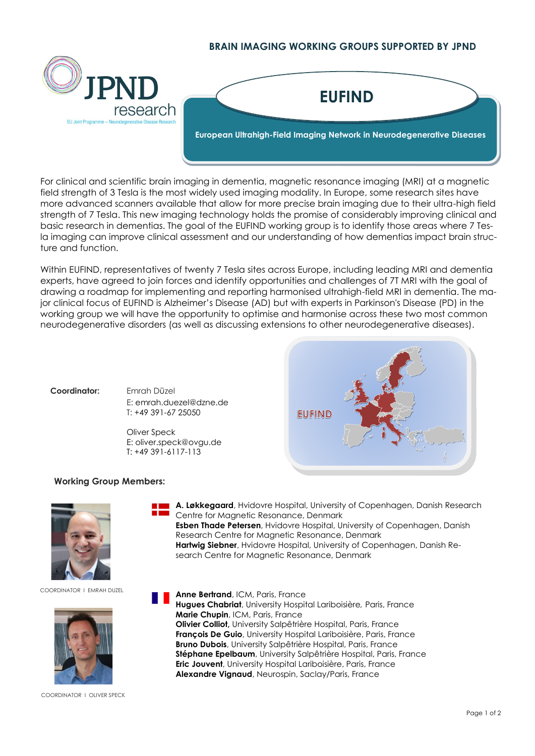## BRAIN IMAGING WORKING GROUPS SUPPORTED BY JPND

JPND research
EU Joint Programme – Neurodegenerative Disease Research

# EUFIND

**European Ultrahigh-Field Imaging Network in Neurodegenerative Diseases**

For clinical and scientific brain imaging in dementia, magnetic resonance imaging (MRI) at a magnetic field strength of 3 Tesla is the most widely used imaging modality. In Europe, some research sites have more advanced scanners available that allow for more precise brain imaging due to their ultra-high field strength of 7 Tesla. This new imaging technology holds the promise of considerably improving clinical and basic research in dementias. The goal of the EUFIND working group is to identify those areas where 7 Tesla imaging can improve clinical assessment and our understanding of how dementias impact brain structure and function.

Within EUFIND, representatives of twenty 7 Tesla sites across Europe, including leading MRI and dementia experts, have agreed to join forces and identify opportunities and challenges of 7T MRI with the goal of drawing a roadmap for implementing and reporting harmonised ultrahigh-field MRI in dementia. The major clinical focus of EUFIND is Alzheimer's Disease (AD) but with experts in Parkinson's Disease (PD) in the working group we will have the opportunity to optimise and harmonise across these two most common neurodegenerative disorders (as well as discussing extensions to other neurodegenerative diseases).

**Coordinator:**

Emrah Düzel
E: emrah.duezel@dzne.de
T: +49 391-67 25050

Oliver Speck
E: oliver.speck@ovgu.de
T: +49 391-6117-113

EUFIND

### Working Group Members:

COORDINATOR I EMRAH DUZEL

COORDINATOR I OLIVER SPECK

**A. Løkkegaard**, Hvidovre Hospital, University of Copenhagen, Danish Research Centre for Magnetic Resonance, Denmark
**Esben Thade Petersen**, Hvidovre Hospital, University of Copenhagen, Danish Research Centre for Magnetic Resonance, Denmark
**Hartwig Siebner**, Hvidovre Hospital, University of Copenhagen, Danish Research Centre for Magnetic Resonance, Denmark

**Anne Bertrand**, ICM, Paris, France
**Hugues Chabriat**, University Hospital Lariboisière, Paris, France
**Marie Chupin**, ICM, Paris, France
**Olivier Colliot**, University Salpêtrière Hospital, Paris, France
**François De Guio**, University Hospital Lariboisière, Paris, France
**Bruno Dubois**, University Salpêtrière Hospital, Paris, France
**Stéphane Epelbaum**, University Salpêtrière Hospital, Paris, France
**Eric Jouvent**, University Hospital Lariboisière, Paris, France
**Alexandre Vignaud**, Neurospin, Saclay/Paris, France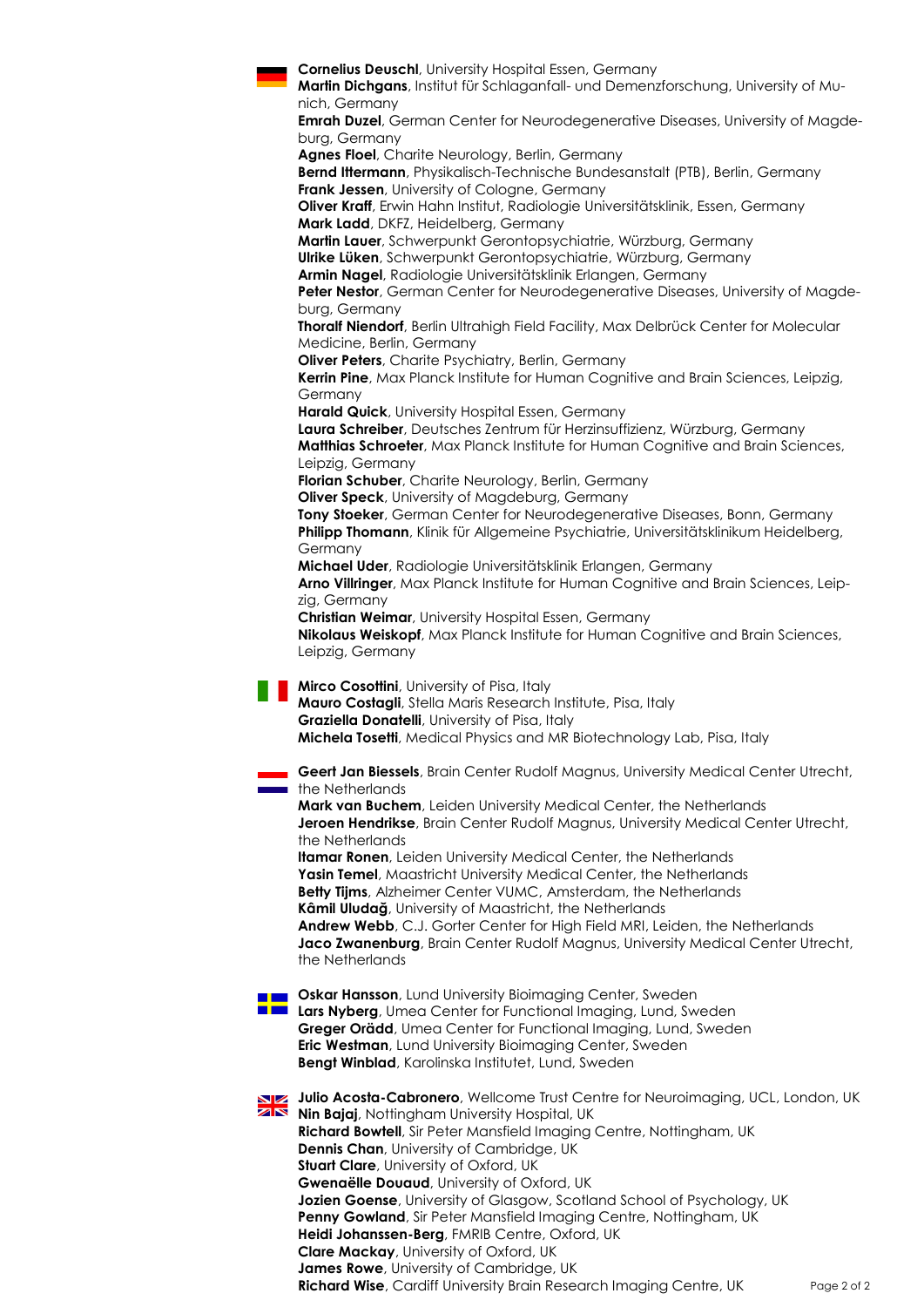**Cornelius Deuschl**, University Hospital Essen, Germany
**Martin Dichgans**, Institut für Schlaganfall- und Demenzforschung, University of Munich, Germany
**Emrah Duzel**, German Center for Neurodegenerative Diseases, University of Magdeburg, Germany
**Agnes Floel**, Charite Neurology, Berlin, Germany
**Bernd Ittermann**, Physikalisch-Technische Bundesanstalt (PTB), Berlin, Germany
**Frank Jessen**, University of Cologne, Germany
**Oliver Kraff**, Erwin Hahn Institut, Radiologie Universitätsklinik, Essen, Germany
**Mark Ladd**, DKFZ, Heidelberg, Germany
**Martin Lauer**, Schwerpunkt Gerontopsychiatrie, Würzburg, Germany
**Ulrike Lüken**, Schwerpunkt Gerontopsychiatrie, Würzburg, Germany
**Armin Nagel**, Radiologie Universitätsklinik Erlangen, Germany
**Peter Nestor**, German Center for Neurodegenerative Diseases, University of Magdeburg, Germany
**Thoralf Niendorf**, Berlin Ultrahigh Field Facility, Max Delbrück Center for Molecular Medicine, Berlin, Germany
**Oliver Peters**, Charite Psychiatry, Berlin, Germany
**Kerrin Pine**, Max Planck Institute for Human Cognitive and Brain Sciences, Leipzig, Germany
**Harald Quick**, University Hospital Essen, Germany
**Laura Schreiber**, Deutsches Zentrum für Herzinsuffizienz, Würzburg, Germany
**Matthias Schroeter**, Max Planck Institute for Human Cognitive and Brain Sciences, Leipzig, Germany
**Florian Schuber**, Charite Neurology, Berlin, Germany
**Oliver Speck**, University of Magdeburg, Germany
**Tony Stoeker**, German Center for Neurodegenerative Diseases, Bonn, Germany
**Philipp Thomann**, Klinik für Allgemeine Psychiatrie, Universitätsklinikum Heidelberg, Germany
**Michael Uder**, Radiologie Universitätsklinik Erlangen, Germany
**Arno Villringer**, Max Planck Institute for Human Cognitive and Brain Sciences, Leipzig, Germany
**Christian Weimar**, University Hospital Essen, Germany
**Nikolaus Weiskopf**, Max Planck Institute for Human Cognitive and Brain Sciences, Leipzig, Germany

**Mirco Cosottini**, University of Pisa, Italy
**Mauro Costagli**, Stella Maris Research Institute, Pisa, Italy
**Graziella Donatelli**, University of Pisa, Italy
**Michela Tosetti**, Medical Physics and MR Biotechnology Lab, Pisa, Italy

**Geert Jan Biessels**, Brain Center Rudolf Magnus, University Medical Center Utrecht, the Netherlands
**Mark van Buchem**, Leiden University Medical Center, the Netherlands
**Jeroen Hendrikse**, Brain Center Rudolf Magnus, University Medical Center Utrecht, the Netherlands
**Itamar Ronen**, Leiden University Medical Center, the Netherlands
**Yasin Temel**, Maastricht University Medical Center, the Netherlands
**Betty Tijms**, Alzheimer Center VUMC, Amsterdam, the Netherlands
**Kâmil Uludağ**, University of Maastricht, the Netherlands
**Andrew Webb**, C.J. Gorter Center for High Field MRI, Leiden, the Netherlands
**Jaco Zwanenburg**, Brain Center Rudolf Magnus, University Medical Center Utrecht, the Netherlands

**Oskar Hansson**, Lund University Bioimaging Center, Sweden
**Lars Nyberg**, Umea Center for Functional Imaging, Lund, Sweden
**Greger Orädd**, Umea Center for Functional Imaging, Lund, Sweden
**Eric Westman**, Lund University Bioimaging Center, Sweden
**Bengt Winblad**, Karolinska Institutet, Lund, Sweden

**Julio Acosta-Cabronero**, Wellcome Trust Centre for Neuroimaging, UCL, London, UK
**Nin Bajaj**, Nottingham University Hospital, UK
**Richard Bowtell**, Sir Peter Mansfield Imaging Centre, Nottingham, UK
**Dennis Chan**, University of Cambridge, UK
**Stuart Clare**, University of Oxford, UK
**Gwenaëlle Douaud**, University of Oxford, UK
**Jozien Goense**, University of Glasgow, Scotland School of Psychology, UK
**Penny Gowland**, Sir Peter Mansfield Imaging Centre, Nottingham, UK
**Heidi Johanssen-Berg**, FMRIB Centre, Oxford, UK
**Clare Mackay**, University of Oxford, UK
**James Rowe**, University of Cambridge, UK
**Richard Wise**, Cardiff University Brain Research Imaging Centre, UK